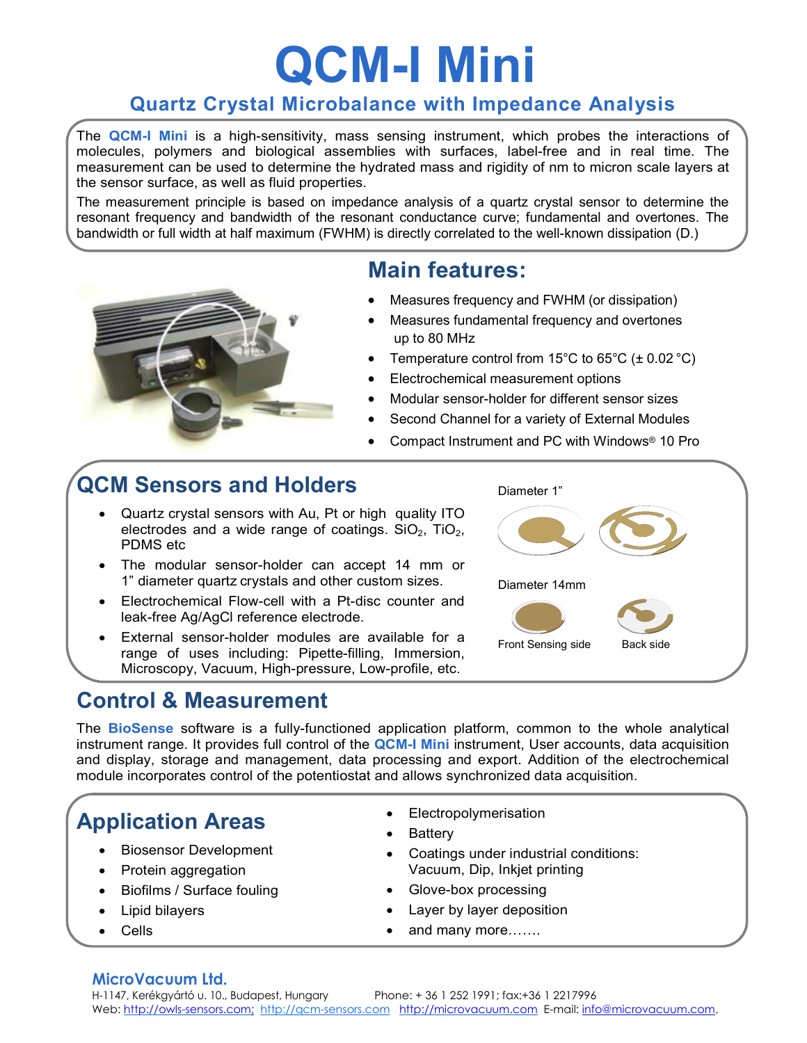# QCM-I Mini

## Quartz Crystal Microbalance with Impedance Analysis

The **QCM-I Mini** is a high-sensitivity, mass sensing instrument, which probes the interactions of molecules, polymers and biological assemblies with surfaces, label-free and in real time. The measurement can be used to determine the hydrated mass and rigidity of nm to micron scale layers at the sensor surface, as well as fluid properties.

The measurement principle is based on impedance analysis of a quartz crystal sensor to determine the resonant frequency and bandwidth of the resonant conductance curve; fundamental and overtones. The bandwidth or full width at half maximum (FWHM) is directly correlated to the well-known dissipation (D.)

## Main features:

- Measures frequency and FWHM (or dissipation)
- Measures fundamental frequency and overtones up to 80 MHz
- Temperature control from 15°C to 65°C (± 0.02 °C)
- Electrochemical measurement options
- Modular sensor-holder for different sensor sizes
- Second Channel for a variety of External Modules
- Compact Instrument and PC with Windows® 10 Pro

## QCM Sensors and Holders

- Quartz crystal sensors with Au, Pt or high quality ITO electrodes and a wide range of coatings. $SiO_2$, $TiO_2$, PDMS etc
- The modular sensor-holder can accept 14 mm or 1” diameter quartz crystals and other custom sizes.
- Electrochemical Flow-cell with a Pt-disc counter and leak-free Ag/AgCl reference electrode.
- External sensor-holder modules are available for a range of uses including: Pipette-filling, Immersion, Microscopy, Vacuum, High-pressure, Low-profile, etc.

Diameter 1”

Diameter 14mm

Front Sensing side Back side

## Control & Measurement

The **BioSense** software is a fully-functioned application platform, common to the whole analytical instrument range. It provides full control of the **QCM-I Mini** instrument, User accounts, data acquisition and display, storage and management, data processing and export. Addition of the electrochemical module incorporates control of the potentiostat and allows synchronized data acquisition.

## Application Areas

- Biosensor Development
- Protein aggregation
- Biofilms / Surface fouling
- Lipid bilayers
- Cells
- Electropolymerisation
- Battery
- Coatings under industrial conditions: Vacuum, Dip, Inkjet printing
- Glove-box processing
- Layer by layer deposition
- and many more…….

**MicroVacuum Ltd.**
H-1147, Kerékgyártó u. 10., Budapest, Hungary Phone: + 36 1 252 1991; fax:+36 1 2217996
Web: http://owls-sensors.com; http://qcm-sensors.com http://microvacuum.com E-mail: info@microvacuum.com,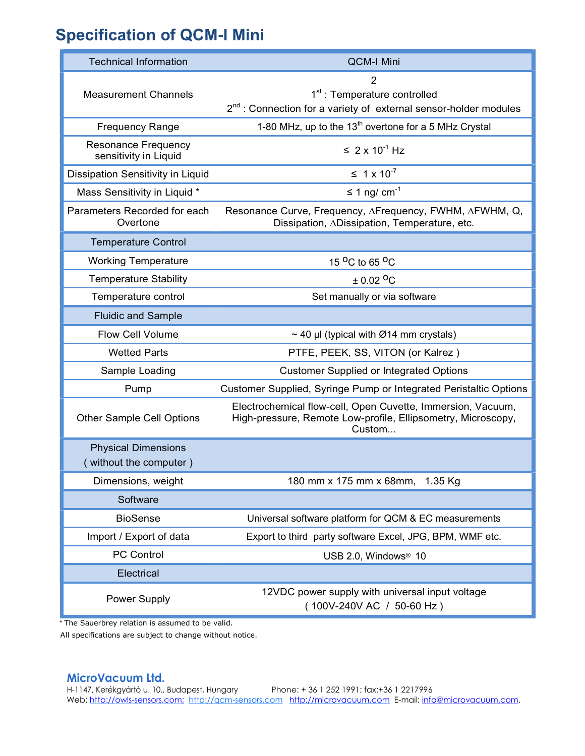# Specification of QCM-I Mini

| Technical Information | QCM-I Mini |
|---|---|
| Measurement Channels | 2<br>1st : Temperature controlled<br>2nd : Connection for a variety of external sensor-holder modules |
| Frequency Range | 1-80 MHz, up to the 13th overtone for a 5 MHz Crystal |
| Resonance Frequency sensitivity in Liquid | ≤ $2 \times 10^{-1}$ Hz |
| Dissipation Sensitivity in Liquid | ≤ $1 \times 10^{-7}$ |
| Mass Sensitivity in Liquid * | ≤ 1 ng/ $cm^{-1}$ |
| Parameters Recorded for each Overtone | Resonance Curve, Frequency, ∆Frequency, FWHM, ∆FWHM, Q, Dissipation, ∆Dissipation, Temperature, etc. |
| **Temperature Control** | |
| Working Temperature | 15 $^{O}$C to 65 $^{O}$C |
| Temperature Stability | ± 0.02 $^{O}$C |
| Temperature control | Set manually or via software |
| **Fluidic and Sample** | |
| Flow Cell Volume | ~ 40 µl (typical with Ø14 mm crystals) |
| Wetted Parts | PTFE, PEEK, SS, VITON (or Kalrez ) |
| Sample Loading | Customer Supplied or Integrated Options |
| Pump | Customer Supplied, Syringe Pump or Integrated Peristaltic Options |
| Other Sample Cell Options | Electrochemical flow-cell, Open Cuvette, Immersion, Vacuum, High-pressure, Remote Low-profile, Ellipsometry, Microscopy, Custom... |
| **Physical Dimensions ( without the computer )** | |
| Dimensions, weight | 180 mm x 175 mm x 68mm, 1.35 Kg |
| **Software** | |
| BioSense | Universal software platform for QCM & EC measurements |
| Import / Export of data | Export to third party software Excel, JPG, BPM, WMF etc. |
| PC Control | USB 2.0, Windows® 10 |
| **Electrical** | |
| Power Supply | 12VDC power supply with universal input voltage ( 100V-240V AC / 50-60 Hz ) |

\* The Sauerbrey relation is assumed to be valid.

All specifications are subject to change without notice.

**MicroVacuum Ltd.**
H-1147, Kerékgyártó u. 10., Budapest, Hungary Phone: + 36 1 252 1991; fax:+36 1 2217996
Web: http://owls-sensors.com; http://qcm-sensors.com http://microvacuum.com E-mail: info@microvacuum.com,